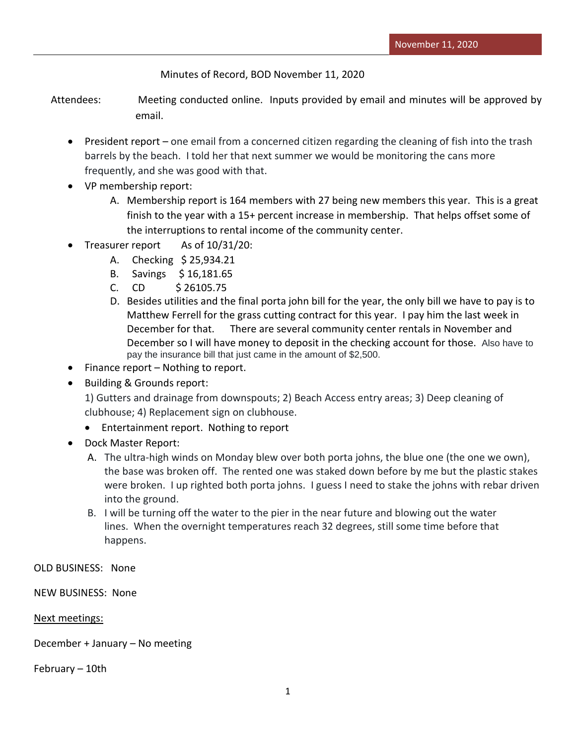Minutes of Record, BOD November 11, 2020

Attendees: Meeting conducted online. Inputs provided by email and minutes will be approved by email.

- President report – one email from a concerned citizen regarding the cleaning of fish into the trash barrels by the beach. I told her that next summer we would be monitoring the cans more frequently, and she was good with that.
- VP membership report:
  A. Membership report is 164 members with 27 being new members this year. This is a great finish to the year with a 15+ percent increase in membership. That helps offset some of the interruptions to rental income of the community center.
- Treasurer report As of 10/31/20:
  A. Checking $ 25,934.21
  B. Savings $ 16,181.65
  C. CD $ 26105.75
  D. Besides utilities and the final porta john bill for the year, the only bill we have to pay is to Matthew Ferrell for the grass cutting contract for this year. I pay him the last week in December for that. There are several community center rentals in November and December so I will have money to deposit in the checking account for those. Also have to pay the insurance bill that just came in the amount of $2,500.
- Finance report – Nothing to report.
- Building & Grounds report:
  1) Gutters and drainage from downspouts; 2) Beach Access entry areas; 3) Deep cleaning of clubhouse; 4) Replacement sign on clubhouse.
  - Entertainment report. Nothing to report
- Dock Master Report:
  A. The ultra-high winds on Monday blew over both porta johns, the blue one (the one we own), the base was broken off. The rented one was staked down before by me but the plastic stakes were broken. I up righted both porta johns. I guess I need to stake the johns with rebar driven into the ground.
  B. I will be turning off the water to the pier in the near future and blowing out the water lines. When the overnight temperatures reach 32 degrees, still some time before that happens.

OLD BUSINESS: None

NEW BUSINESS: None

<u>Next meetings:</u>

December + January – No meeting

February – 10th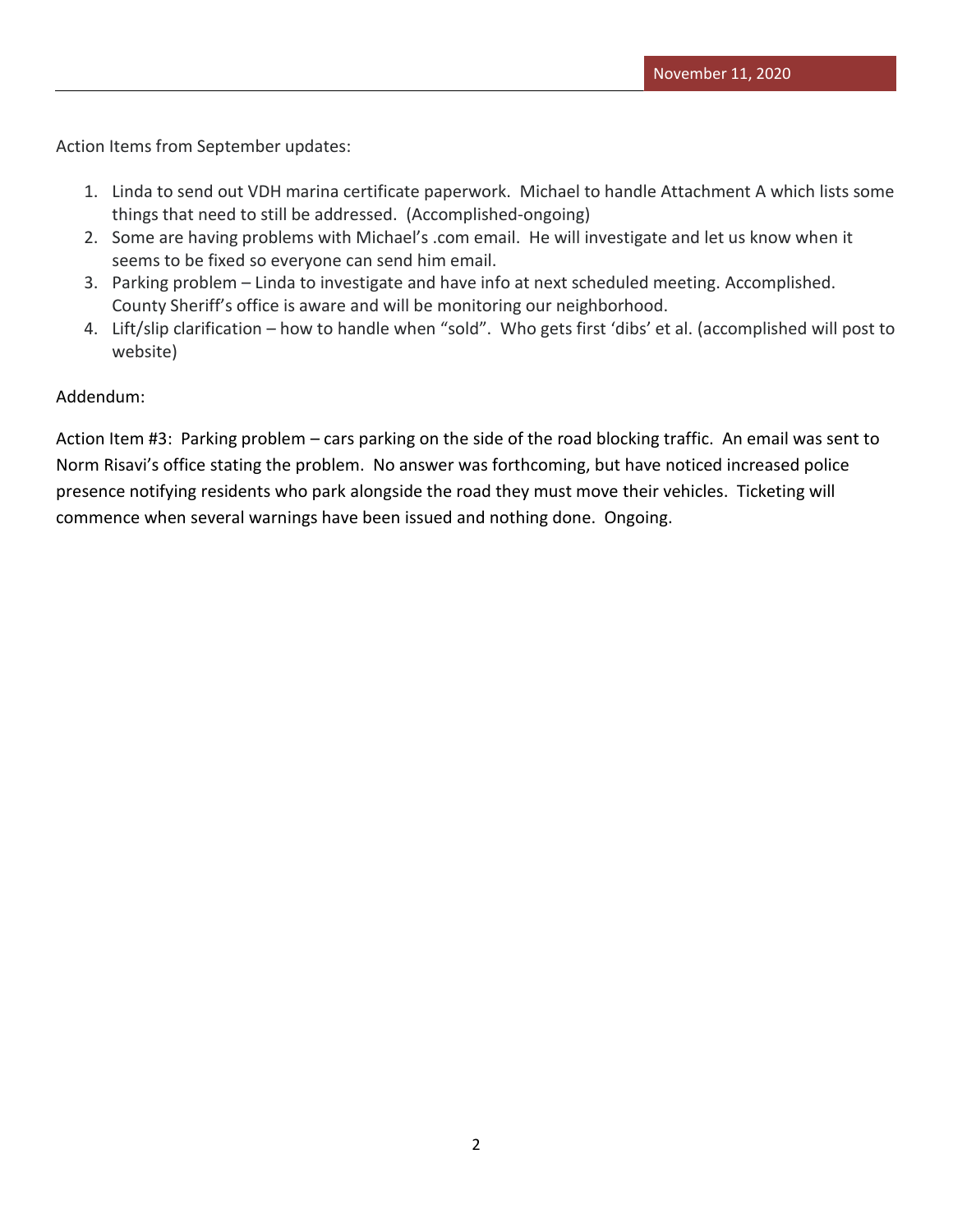Action Items from September updates:

1. Linda to send out VDH marina certificate paperwork. Michael to handle Attachment A which lists some things that need to still be addressed. (Accomplished-ongoing)
2. Some are having problems with Michael's .com email. He will investigate and let us know when it seems to be fixed so everyone can send him email.
3. Parking problem – Linda to investigate and have info at next scheduled meeting. Accomplished. County Sheriff's office is aware and will be monitoring our neighborhood.
4. Lift/slip clarification – how to handle when "sold". Who gets first 'dibs' et al. (accomplished will post to website)

Addendum:

Action Item #3: Parking problem – cars parking on the side of the road blocking traffic. An email was sent to Norm Risavi's office stating the problem. No answer was forthcoming, but have noticed increased police presence notifying residents who park alongside the road they must move their vehicles. Ticketing will commence when several warnings have been issued and nothing done. Ongoing.